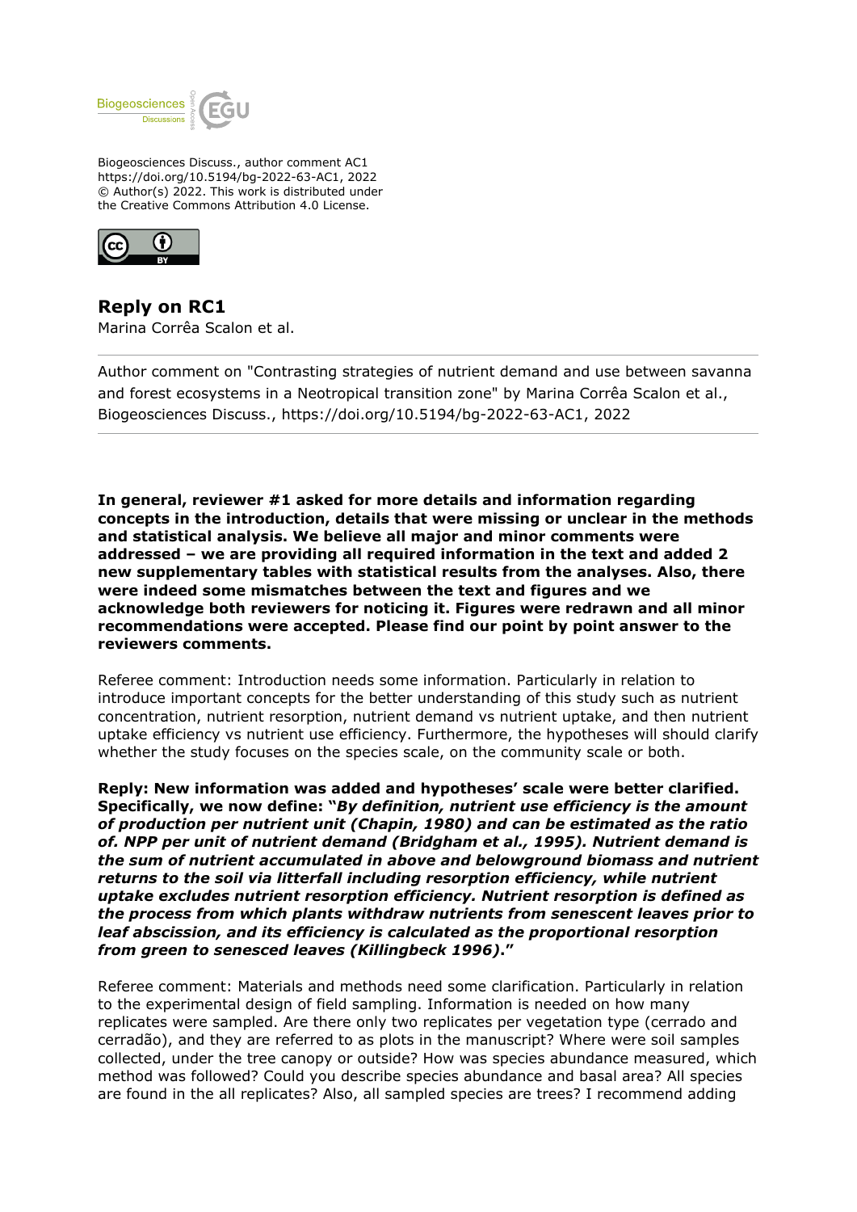Biogeosciences Discuss., author comment AC1
https://doi.org/10.5194/bg-2022-63-AC1, 2022
© Author(s) 2022. This work is distributed under
the Creative Commons Attribution 4.0 License.

## Reply on RC1

Marina Corrêa Scalon et al.

---

Author comment on "Contrasting strategies of nutrient demand and use between savanna and forest ecosystems in a Neotropical transition zone" by Marina Corrêa Scalon et al., Biogeosciences Discuss., https://doi.org/10.5194/bg-2022-63-AC1, 2022

---

**In general, reviewer #1 asked for more details and information regarding concepts in the introduction, details that were missing or unclear in the methods and statistical analysis. We believe all major and minor comments were addressed – we are providing all required information in the text and added 2 new supplementary tables with statistical results from the analyses. Also, there were indeed some mismatches between the text and figures and we acknowledge both reviewers for noticing it. Figures were redrawn and all minor recommendations were accepted. Please find our point by point answer to the reviewers comments.**

Referee comment: Introduction needs some information. Particularly in relation to introduce important concepts for the better understanding of this study such as nutrient concentration, nutrient resorption, nutrient demand vs nutrient uptake, and then nutrient uptake efficiency vs nutrient use efficiency. Furthermore, the hypotheses will should clarify whether the study focuses on the species scale, on the community scale or both.

**Reply: New information was added and hypotheses' scale were better clarified. Specifically, we now define: "*By definition, nutrient use efficiency is the amount of production per nutrient unit (Chapin, 1980) and can be estimated as the ratio of. NPP per unit of nutrient demand (Bridgham et al., 1995). Nutrient demand is the sum of nutrient accumulated in above and belowground biomass and nutrient returns to the soil via litterfall including resorption efficiency, while nutrient uptake excludes nutrient resorption efficiency. Nutrient resorption is defined as the process from which plants withdraw nutrients from senescent leaves prior to leaf abscission, and its efficiency is calculated as the proportional resorption from green to senesced leaves (Killingbeck 1996)*."**

Referee comment: Materials and methods need some clarification. Particularly in relation to the experimental design of field sampling. Information is needed on how many replicates were sampled. Are there only two replicates per vegetation type (cerrado and cerradão), and they are referred to as plots in the manuscript? Where were soil samples collected, under the tree canopy or outside? How was species abundance measured, which method was followed? Could you describe species abundance and basal area? All species are found in the all replicates? Also, all sampled species are trees? I recommend adding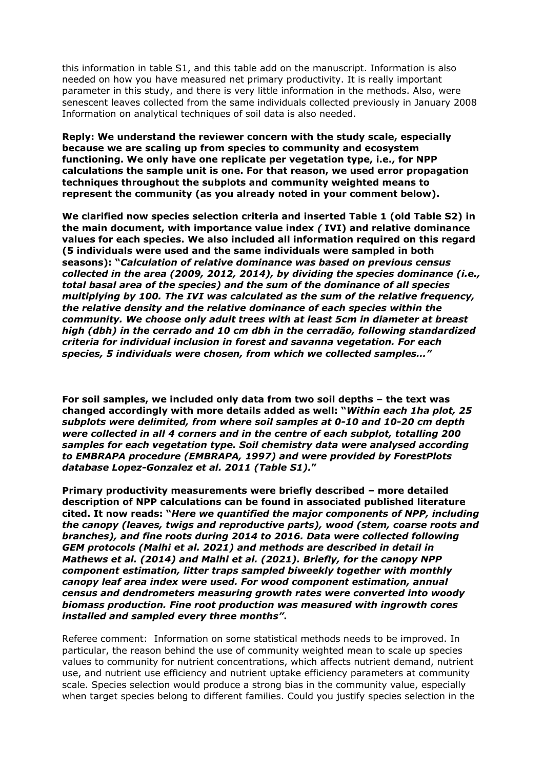this information in table S1, and this table add on the manuscript. Information is also needed on how you have measured net primary productivity. It is really important parameter in this study, and there is very little information in the methods. Also, were senescent leaves collected from the same individuals collected previously in January 2008 Information on analytical techniques of soil data is also needed.

**Reply: We understand the reviewer concern with the study scale, especially because we are scaling up from species to community and ecosystem functioning. We only have one replicate per vegetation type, i.e., for NPP calculations the sample unit is one. For that reason, we used error propagation techniques throughout the subplots and community weighted means to represent the community (as you already noted in your comment below).**

**We clarified now species selection criteria and inserted Table 1 (old Table S2) in the main document, with importance value index *(* IVI) and relative dominance values for each species. We also included all information required on this regard (5 individuals were used and the same individuals were sampled in both seasons): "*Calculation of relative dominance was based on previous census collected in the area (2009, 2012, 2014), by dividing the species dominance (i.e., total basal area of the species) and the sum of the dominance of all species multiplying by 100. The IVI was calculated as the sum of the relative frequency, the relative density and the relative dominance of each species within the community. We choose only adult trees with at least 5cm in diameter at breast high (dbh) in the cerrado and 10 cm dbh in the cerradão, following standardized criteria for individual inclusion in forest and savanna vegetation. For each species, 5 individuals were chosen, from which we collected samples…*"**

**For soil samples, we included only data from two soil depths – the text was changed accordingly with more details added as well: "*Within each 1ha plot, 25 subplots were delimited, from where soil samples at 0-10 and 10-20 cm depth were collected in all 4 corners and in the centre of each subplot, totalling 200 samples for each vegetation type. Soil chemistry data were analysed according to EMBRAPA procedure (EMBRAPA, 1997) and were provided by ForestPlots database Lopez-Gonzalez et al. 2011 (Table S1).*"**

**Primary productivity measurements were briefly described – more detailed description of NPP calculations can be found in associated published literature cited. It now reads: "*Here we quantified the major components of NPP, including the canopy (leaves, twigs and reproductive parts), wood (stem, coarse roots and branches), and fine roots during 2014 to 2016. Data were collected following GEM protocols (Malhi et al. 2021) and methods are described in detail in Mathews et al. (2014) and Malhi et al. (2021). Briefly, for the canopy NPP component estimation, litter traps sampled biweekly together with monthly canopy leaf area index were used. For wood component estimation, annual census and dendrometers measuring growth rates were converted into woody biomass production. Fine root production was measured with ingrowth cores installed and sampled every three months*".**

Referee comment: Information on some statistical methods needs to be improved. In particular, the reason behind the use of community weighted mean to scale up species values to community for nutrient concentrations, which affects nutrient demand, nutrient use, and nutrient use efficiency and nutrient uptake efficiency parameters at community scale. Species selection would produce a strong bias in the community value, especially when target species belong to different families. Could you justify species selection in the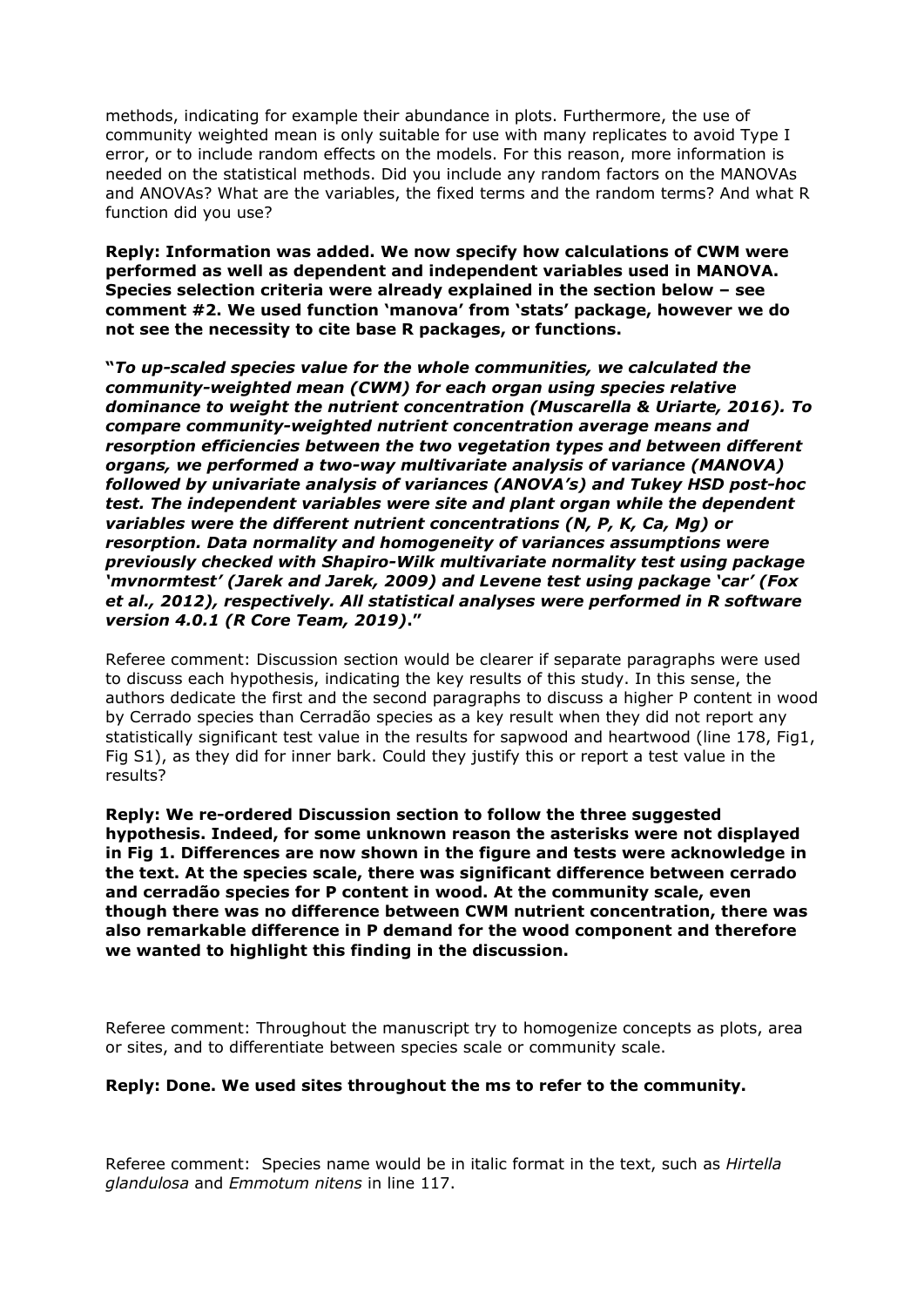methods, indicating for example their abundance in plots. Furthermore, the use of community weighted mean is only suitable for use with many replicates to avoid Type I error, or to include random effects on the models. For this reason, more information is needed on the statistical methods. Did you include any random factors on the MANOVAs and ANOVAs? What are the variables, the fixed terms and the random terms? And what R function did you use?

**Reply: Information was added. We now specify how calculations of CWM were performed as well as dependent and independent variables used in MANOVA. Species selection criteria were already explained in the section below – see comment #2. We used function 'manova' from 'stats' package, however we do not see the necessity to cite base R packages, or functions.**

**"*To up-scaled species value for the whole communities, we calculated the community-weighted mean (CWM) for each organ using species relative dominance to weight the nutrient concentration (Muscarella & Uriarte, 2016). To compare community-weighted nutrient concentration average means and resorption efficiencies between the two vegetation types and between different organs, we performed a two-way multivariate analysis of variance (MANOVA) followed by univariate analysis of variances (ANOVA's) and Tukey HSD post-hoc test. The independent variables were site and plant organ while the dependent variables were the different nutrient concentrations (N, P, K, Ca, Mg) or resorption. Data normality and homogeneity of variances assumptions were previously checked with Shapiro-Wilk multivariate normality test using package 'mvnormtest' (Jarek and Jarek, 2009) and Levene test using package 'car' (Fox et al., 2012), respectively. All statistical analyses were performed in R software version 4.0.1 (R Core Team, 2019)*."**

Referee comment: Discussion section would be clearer if separate paragraphs were used to discuss each hypothesis, indicating the key results of this study. In this sense, the authors dedicate the first and the second paragraphs to discuss a higher P content in wood by Cerrado species than Cerradão species as a key result when they did not report any statistically significant test value in the results for sapwood and heartwood (line 178, Fig1, Fig S1), as they did for inner bark. Could they justify this or report a test value in the results?

**Reply: We re-ordered Discussion section to follow the three suggested hypothesis. Indeed, for some unknown reason the asterisks were not displayed in Fig 1. Differences are now shown in the figure and tests were acknowledge in the text. At the species scale, there was significant difference between cerrado and cerradão species for P content in wood. At the community scale, even though there was no difference between CWM nutrient concentration, there was also remarkable difference in P demand for the wood component and therefore we wanted to highlight this finding in the discussion.**

Referee comment: Throughout the manuscript try to homogenize concepts as plots, area or sites, and to differentiate between species scale or community scale.

**Reply: Done. We used sites throughout the ms to refer to the community.**

Referee comment: Species name would be in italic format in the text, such as *Hirtella glandulosa* and *Emmotum nitens* in line 117.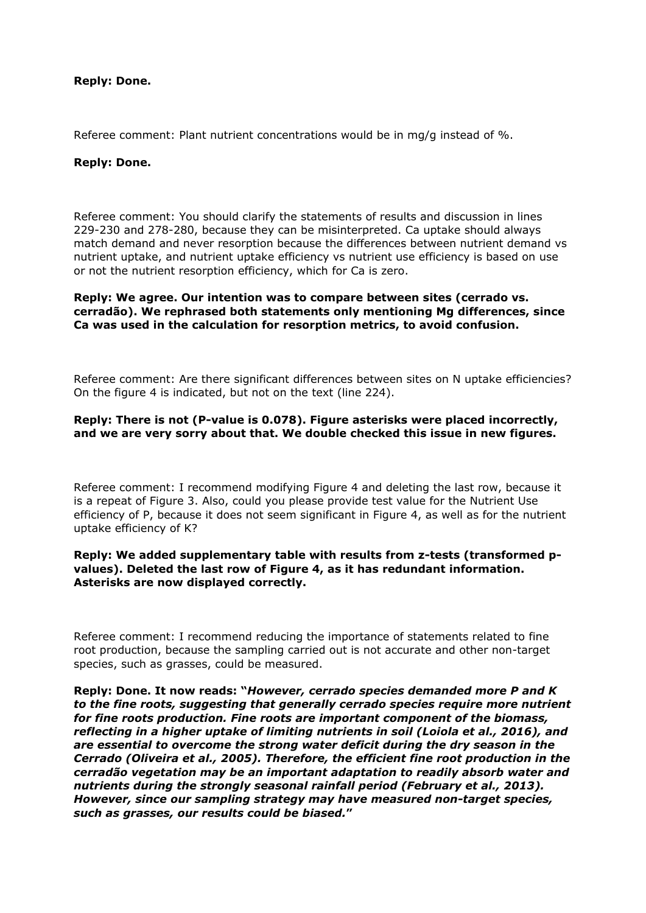**Reply: Done.**

Referee comment: Plant nutrient concentrations would be in mg/g instead of %.

**Reply: Done.**

Referee comment: You should clarify the statements of results and discussion in lines 229-230 and 278-280, because they can be misinterpreted. Ca uptake should always match demand and never resorption because the differences between nutrient demand vs nutrient uptake, and nutrient uptake efficiency vs nutrient use efficiency is based on use or not the nutrient resorption efficiency, which for Ca is zero.

**Reply: We agree. Our intention was to compare between sites (cerrado vs. cerradão). We rephrased both statements only mentioning Mg differences, since Ca was used in the calculation for resorption metrics, to avoid confusion.**

Referee comment: Are there significant differences between sites on N uptake efficiencies? On the figure 4 is indicated, but not on the text (line 224).

**Reply: There is not (P-value is 0.078). Figure asterisks were placed incorrectly, and we are very sorry about that. We double checked this issue in new figures.**

Referee comment: I recommend modifying Figure 4 and deleting the last row, because it is a repeat of Figure 3. Also, could you please provide test value for the Nutrient Use efficiency of P, because it does not seem significant in Figure 4, as well as for the nutrient uptake efficiency of K?

**Reply: We added supplementary table with results from z-tests (transformed p-values). Deleted the last row of Figure 4, as it has redundant information. Asterisks are now displayed correctly.**

Referee comment: I recommend reducing the importance of statements related to fine root production, because the sampling carried out is not accurate and other non-target species, such as grasses, could be measured.

**Reply: Done. It now reads: "*However, cerrado species demanded more P and K to the fine roots, suggesting that generally cerrado species require more nutrient for fine roots production. Fine roots are important component of the biomass, reflecting in a higher uptake of limiting nutrients in soil (Loiola et al., 2016), and are essential to overcome the strong water deficit during the dry season in the Cerrado (Oliveira et al., 2005). Therefore, the efficient fine root production in the cerradão vegetation may be an important adaptation to readily absorb water and nutrients during the strongly seasonal rainfall period (February et al., 2013). However, since our sampling strategy may have measured non-target species, such as grasses, our results could be biased.*"**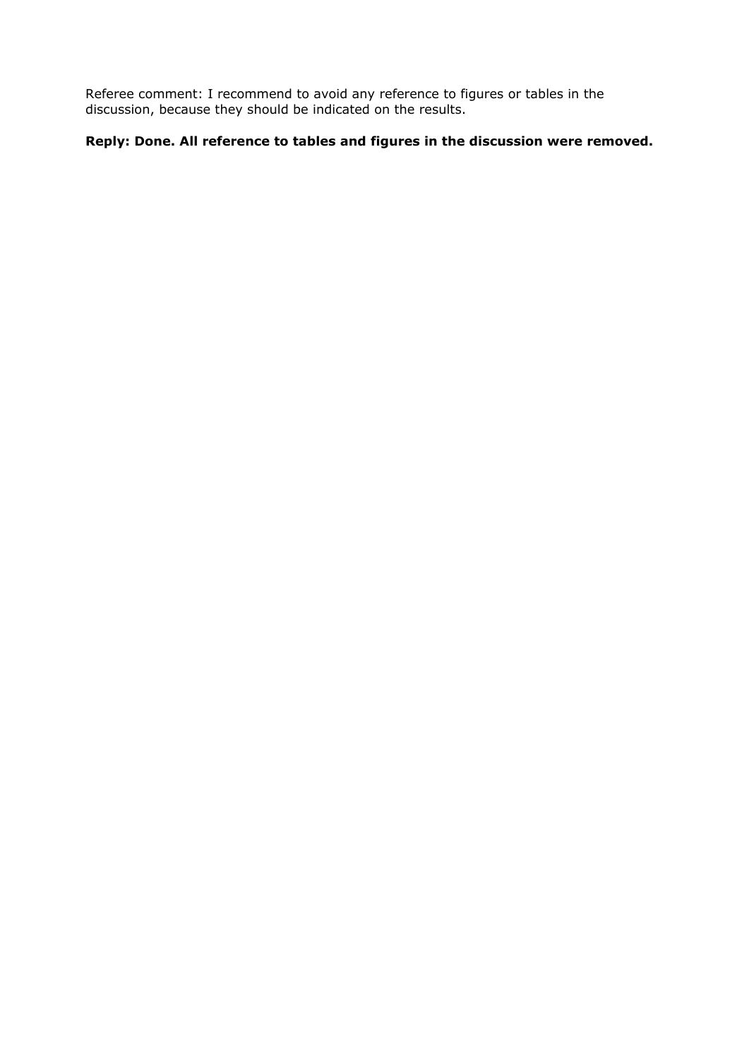Referee comment: I recommend to avoid any reference to figures or tables in the discussion, because they should be indicated on the results.

**Reply: Done. All reference to tables and figures in the discussion were removed.**